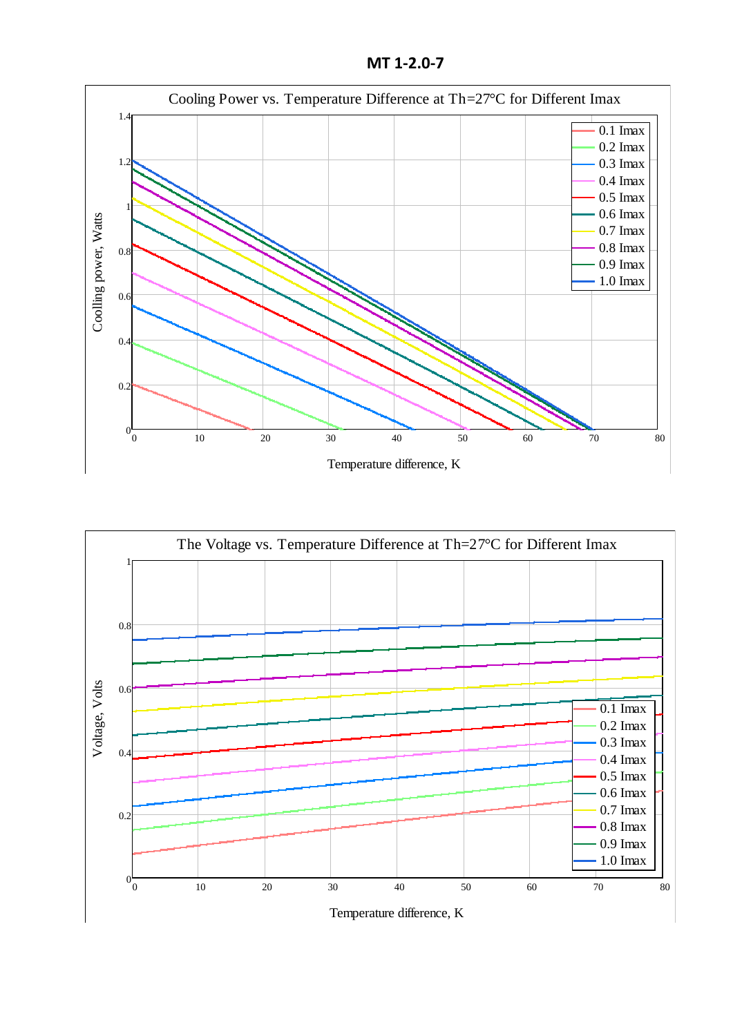**MT 1-2.0-7**

Cooling Power vs. Temperature Difference at Th=27°C for Different Imax

Coolling power, Watts

Temperature difference, K

0.1 Imax
0.2 Imax
0.3 Imax
0.4 Imax
0.5 Imax
0.6 Imax
0.7 Imax
0.8 Imax
0.9 Imax
1.0 Imax

The Voltage vs. Temperature Difference at Th=27°C for Different Imax

Voltage, Volts

Temperature difference, K

0.1 Imax
0.2 Imax
0.3 Imax
0.4 Imax
0.5 Imax
0.6 Imax
0.7 Imax
0.8 Imax
0.9 Imax
1.0 Imax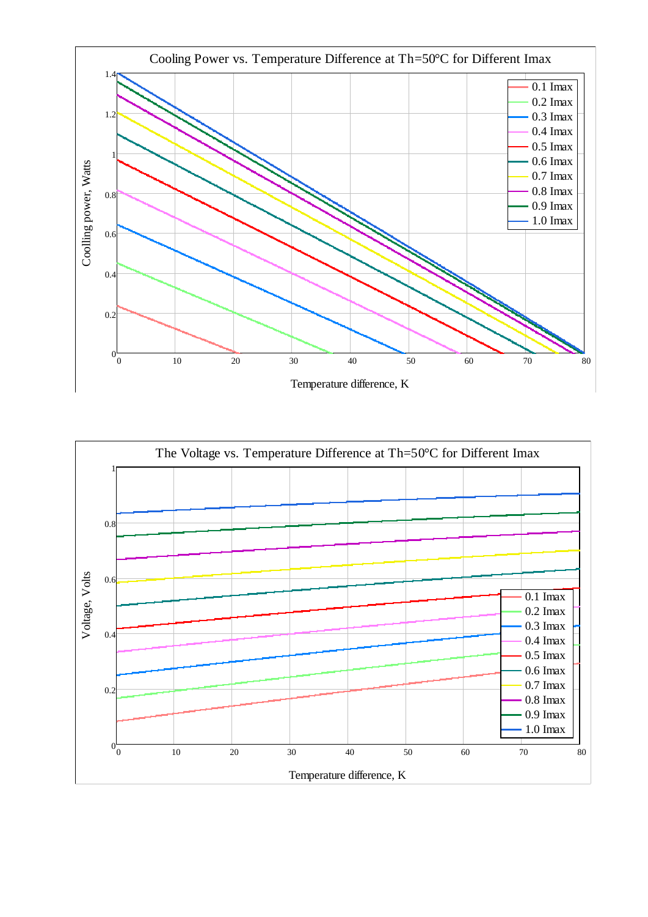Cooling Power vs. Temperature Difference at Th=50°C for Different Imax

Coolling power, Watts

1.4
1.2
1
0.8
0.6
0.4
0.2
0

0
10
20
30
40
50
60
70
80

Temperature difference, K

0.1 Imax
0.2 Imax
0.3 Imax
0.4 Imax
0.5 Imax
0.6 Imax
0.7 Imax
0.8 Imax
0.9 Imax
1.0 Imax

The Voltage vs. Temperature Difference at Th=50°C for Different Imax

Voltage, Volts

1
0.8
0.6
0.4
0.2
0

0
10
20
30
40
50
60
70
80

Temperature difference, K

0.1 Imax
0.2 Imax
0.3 Imax
0.4 Imax
0.5 Imax
0.6 Imax
0.7 Imax
0.8 Imax
0.9 Imax
1.0 Imax